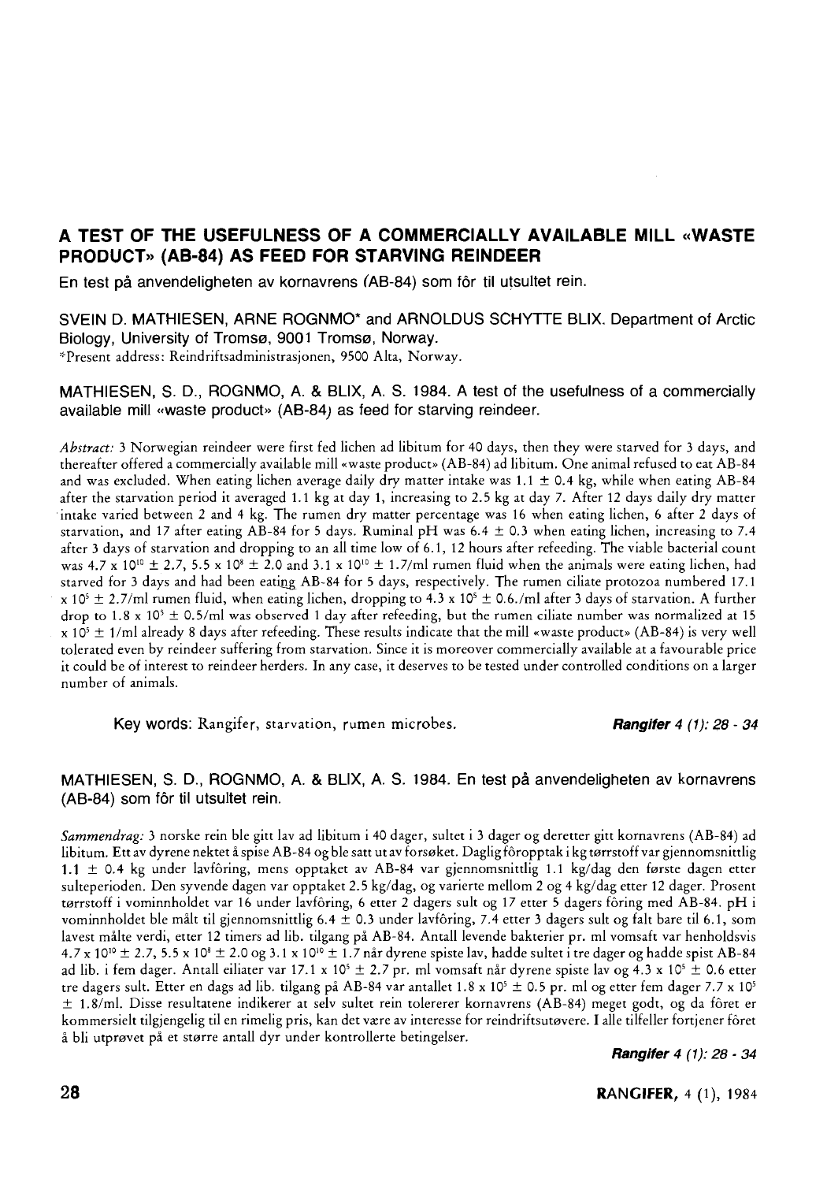# A TEST OF THE USEFULNESS OF A COMMERCIALLY AVAILABLE MILL «WASTE PRODUCT» (AB-84) AS FEED FOR STARVING REINDEER

En test på anvendeligheten av kornavrens (AB-84) som fôr til utsultet rein.

SVEIN D. MATHIESEN, ARNE ROGNMO* and ARNOLDUS SCHYTTE BLIX. Department of Arctic Biology, University of Tromsø, 9001 Tromsø, Norway.

*Present address: Reindriftsadministrasjonen, 9500 Alta, Norway.

MATHIESEN, S. D., ROGNMO, A. & BLIX, A. S. 1984. A test of the usefulness of a commercially available mill «waste product» (AB-84) as feed for starving reindeer.

*Abstract:* 3 Norwegian reindeer were first fed lichen ad libitum for 40 days, then they were starved for 3 days, and thereafter offered a commercially available mill «waste product» (AB-84) ad libitum. One animal refused to eat AB-84 and was excluded. When eating lichen average daily dry matter intake was 1.1 ± 0.4 kg, while when eating AB-84 after the starvation period it averaged 1.1 kg at day 1, increasing to 2.5 kg at day 7. After 12 days daily dry matter intake varied between 2 and 4 kg. The rumen dry matter percentage was 16 when eating lichen, 6 after 2 days of starvation, and 17 after eating AB-84 for 5 days. Ruminal pH was 6.4 ± 0.3 when eating lichen, increasing to 7.4 after 3 days of starvation and dropping to an all time low of 6.1, 12 hours after refeeding. The viable bacterial count was $4.7 \times 10^{10} \pm 2.7$, $5.5 \times 10^{8} \pm 2.0$ and $3.1 \times 10^{10} \pm 1.7$/ml rumen fluid when the animals were eating lichen, had starved for 3 days and had been eating AB-84 for 5 days, respectively. The rumen ciliate protozoa numbered $17.1 \times 10^{5} \pm 2.7$/ml rumen fluid, when eating lichen, dropping to $4.3 \times 10^{5} \pm 0.6$./ml after 3 days of starvation. A further drop to $1.8 \times 10^{5} \pm 0.5$/ml was observed 1 day after refeeding, but the rumen ciliate number was normalized at $15 \times 10^{5} \pm 1$/ml already 8 days after refeeding. These results indicate that the mill «waste product» (AB-84) is very well tolerated even by reindeer suffering from starvation. Since it is moreover commercially available at a favourable price it could be of interest to reindeer herders. In any case, it deserves to be tested under controlled conditions on a larger number of animals.

Key words: Rangifer, starvation, rumen microbes.

MATHIESEN, S. D., ROGNMO, A. & BLIX, A. S. 1984. En test på anvendeligheten av kornavrens (AB-84) som fôr til utsultet rein.

*Sammendrag:* 3 norske rein ble gitt lav ad libitum i 40 dager, sultet i 3 dager og deretter gitt kornavrens (AB-84) ad libitum. Ett av dyrene nektet å spise AB-84 og ble satt ut av forsøket. Daglig fôropptak i kg tørrstoff var gjennomsnittlig 1.1 ± 0.4 kg under lavfôring, mens opptaket av AB-84 var gjennomsnittlig 1.1 kg/dag den første dagen etter sulteperioden. Den syvende dagen var opptaket 2.5 kg/dag, og varierte mellom 2 og 4 kg/dag etter 12 dager. Prosent tørrstoff i vominnholdet var 16 under lavfôring, 6 etter 2 dagers sult og 17 etter 5 dagers fôring med AB-84. pH i vominnholdet ble målt til gjennomsnittlig 6.4 ± 0.3 under lavfôring, 7.4 etter 3 dagers sult og falt bare til 6.1, som lavest målte verdi, etter 12 timers ad lib. tilgang på AB-84. Antall levende bakterier pr. ml vomsaft var henholdsvis $4.7 \times 10^{10} \pm 2.7$, $5.5 \times 10^{8} \pm 2.0$ og $3.1 \times 10^{10} \pm 1.7$ når dyrene spiste lav, hadde sultet i tre dager og hadde spist AB-84 ad lib. i fem dager. Antall ciliater var $17.1 \times 10^{5} \pm 2.7$ pr. ml vomsaft når dyrene spiste lav og $4.3 \times 10^{5} \pm 0.6$ etter tre dagers sult. Etter en dags ad lib. tilgang på AB-84 var antallet $1.8 \times 10^{5} \pm 0.5$ pr. ml og etter fem dager $7.7 \times 10^{5} \pm 1.8$/ml. Disse resultatene indikerer at selv sultet rein tolererer kornavrens (AB-84) meget godt, og da fôret er kommersielt tilgjengelig til en rimelig pris, kan det være av interesse for reindriftsutøvere. I alle tilfeller fortjener fôret å bli utprøvet på et større antall dyr under kontrollerte betingelser.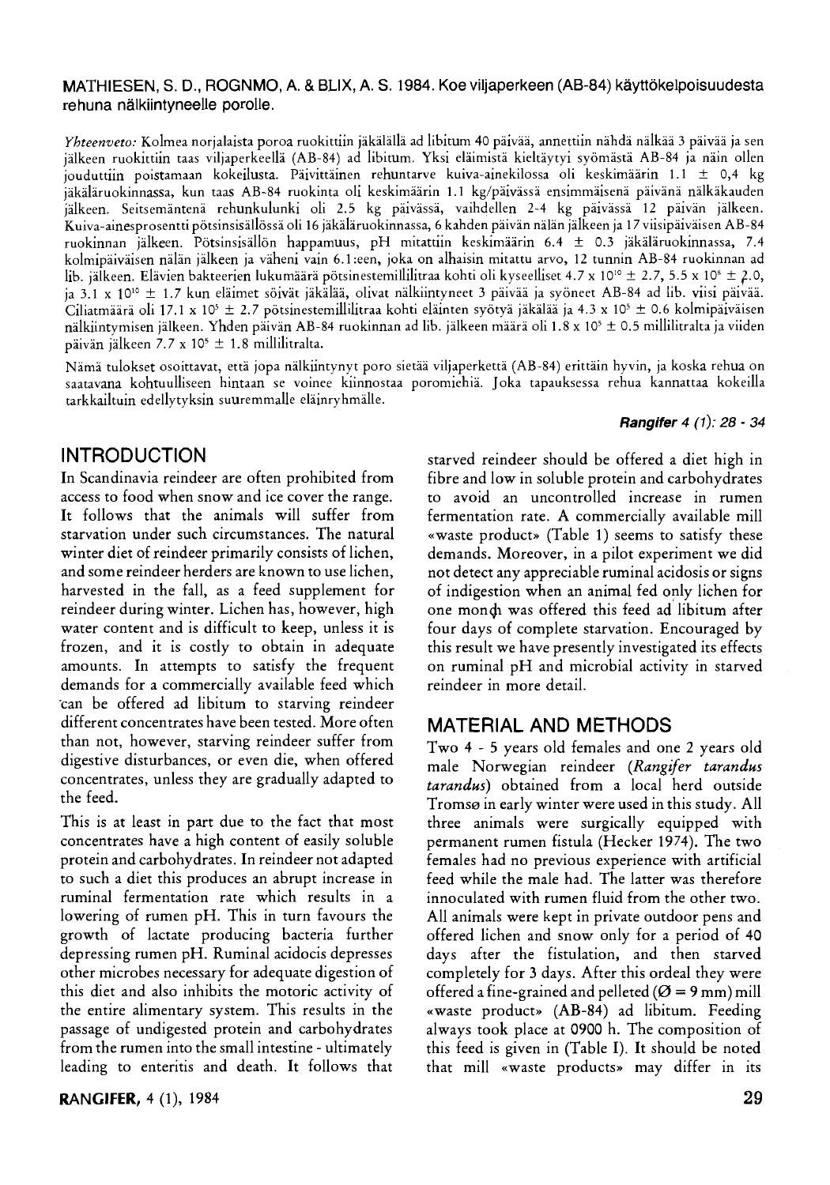**MATHIESEN, S. D., ROGNMO, A. & BLIX, A. S. 1984. Koe viljaperkeen (AB-84) käyttökelpoisuudesta rehuna nälkiintyneelle porolle.**

*Yhteenveto:* Kolmea norjalaista poroa ruokittiin jäkälällä ad libitum 40 päivää, annettiin nähdä nälkää 3 päivää ja sen jälkeen ruokittiin taas viljaperkeellä (AB-84) ad libitum. Yksi eläimistä kieltäytyi syömästä AB-84 ja näin ollen jouduttiin poistamaan kokeilusta. Päivittäinen rehuntarve kuiva-ainekilossa oli keskimäärin 1.1 ± 0,4 kg jäkäläruokinnassa, kun taas AB-84 ruokinta oli keskimäärin 1.1 kg/päivässä ensimmäisenä päivänä nälkäkauden jälkeen. Seitsemäntenä rehunkulunki oli 2.5 kg päivässä, vaihdellen 2-4 kg päivässä 12 päivän jälkeen. Kuiva-ainesprosentti pötsinsisällössä oli 16 jäkäläruokinnassa, 6 kahden päivän nälän jälkeen ja 17 viisipäiväisen AB-84 ruokinnan jälkeen. Pötsinsisällön happamuus, pH mitattiin keskimäärin 6.4 ± 0.3 jäkäläruokinnassa, 7.4 kolmipäiväisen nälän jälkeen ja väheni vain 6.1:een, joka on alhaisin mitattu arvo, 12 tunnin AB-84 ruokinnan ad lib. jälkeen. Elävien bakteerien lukumäärä pötsinestemillilitraa kohti oli kyseelliset $4.7 \times 10^{10} \pm 2.7$, $5.5 \times 10^{8} \pm 2.0$, ja $3.1 \times 10^{10} \pm 1.7$ kun eläimet söivät jäkälää, olivat nälkiintyneet 3 päivää ja syöneet AB-84 ad lib. viisi päivää. Ciliatmäärä oli $17.1 \times 10^{5} \pm 2.7$ pötsinestemillilitraa kohti eläinten syötyä jäkälää ja $4.3 \times 10^{5} \pm 0.6$ kolmipäiväisen nälkiintymisen jälkeen. Yhden päivän AB-84 ruokinnan ad lib. jälkeen määrä oli $1.8 \times 10^{5} \pm 0.5$ millilitralta ja viiden päivän jälkeen $7.7 \times 10^{5} \pm 1.8$ millilitralta.

Nämä tulokset osoittavat, että jopa nälkiintynyt poro sietää viljaperkettä (AB-84) erittäin hyvin, ja koska rehua on saatavana kohtuulliseen hintaan se voinee kiinnostaa poromiehiä. Joka tapauksessa rehua kannattaa kokeilla tarkkailtuin edellytyksin suuremmalle eläinryhmälle.

## INTRODUCTION

In Scandinavia reindeer are often prohibited from access to food when snow and ice cover the range. It follows that the animals will suffer from starvation under such circumstances. The natural winter diet of reindeer primarily consists of lichen, and some reindeer herders are known to use lichen, harvested in the fall, as a feed supplement for reindeer during winter. Lichen has, however, high water content and is difficult to keep, unless it is frozen, and it is costly to obtain in adequate amounts. In attempts to satisfy the frequent demands for a commercially available feed which can be offered ad libitum to starving reindeer different concentrates have been tested. More often than not, however, starving reindeer suffer from digestive disturbances, or even die, when offered concentrates, unless they are gradually adapted to the feed.

This is at least in part due to the fact that most concentrates have a high content of easily soluble protein and carbohydrates. In reindeer not adapted to such a diet this produces an abrupt increase in ruminal fermentation rate which results in a lowering of rumen pH. This in turn favours the growth of lactate producing bacteria further depressing rumen pH. Ruminal acidocis depresses other microbes necessary for adequate digestion of this diet and also inhibits the motoric activity of the entire alimentary system. This results in the passage of undigested protein and carbohydrates from the rumen into the small intestine - ultimately leading to enteritis and death. It follows that starved reindeer should be offered a diet high in fibre and low in soluble protein and carbohydrates to avoid an uncontrolled increase in rumen fermentation rate. A commercially available mill «waste product» (Table 1) seems to satisfy these demands. Moreover, in a pilot experiment we did not detect any appreciable ruminal acidosis or signs of indigestion when an animal fed only lichen for one month was offered this feed ad libitum after four days of complete starvation. Encouraged by this result we have presently investigated its effects on ruminal pH and microbial activity in starved reindeer in more detail.

## MATERIAL AND METHODS

Two 4 - 5 years old females and one 2 years old male Norwegian reindeer (*Rangifer tarandus tarandus*) obtained from a local herd outside Tromsø in early winter were used in this study. All three animals were surgically equipped with permanent rumen fistula (Hecker 1974). The two females had no previous experience with artificial feed while the male had. The latter was therefore innoculated with rumen fluid from the other two. All animals were kept in private outdoor pens and offered lichen and snow only for a period of 40 days after the fistulation, and then starved completely for 3 days. After this ordeal they were offered a fine-grained and pelleted (Ø = 9 mm) mill «waste product» (AB-84) ad libitum. Feeding always took place at 0900 h. The composition of this feed is given in (Table I). It should be noted that mill «waste products» may differ in its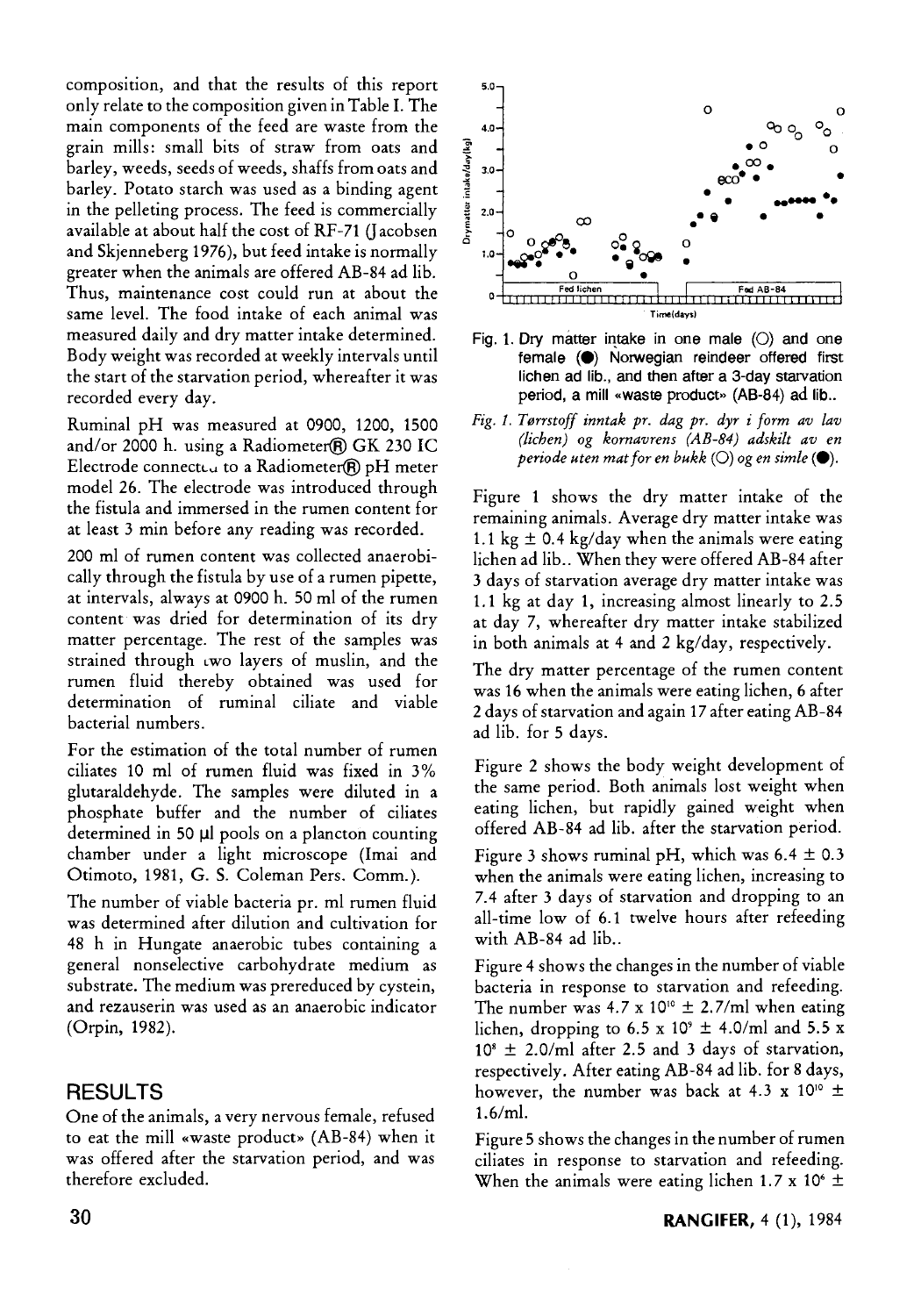composition, and that the results of this report only relate to the composition given in Table I. The main components of the feed are waste from the grain mills: small bits of straw from oats and barley, weeds, seeds of weeds, shaffs from oats and barley. Potato starch was used as a binding agent in the pelleting process. The feed is commercially available at about half the cost of RF-71 (Jacobsen and Skjenneberg 1976), but feed intake is normally greater when the animals are offered AB-84 ad lib. Thus, maintenance cost could run at about the same level. The food intake of each animal was measured daily and dry matter intake determined. Body weight was recorded at weekly intervals until the start of the starvation period, whereafter it was recorded every day.

Ruminal pH was measured at 0900, 1200, 1500 and/or 2000 h. using a Radiometer® GK 230 IC Electrode connected to a Radiometer® pH meter model 26. The electrode was introduced through the fistula and immersed in the rumen content for at least 3 min before any reading was recorded.

200 ml of rumen content was collected anaerobically through the fistula by use of a rumen pipette, at intervals, always at 0900 h. 50 ml of the rumen content was dried for determination of its dry matter percentage. The rest of the samples was strained through two layers of muslin, and the rumen fluid thereby obtained was used for determination of ruminal ciliate and viable bacterial numbers.

For the estimation of the total number of rumen ciliates 10 ml of rumen fluid was fixed in 3% glutaraldehyde. The samples were diluted in a phosphate buffer and the number of ciliates determined in 50 µl pools on a plancton counting chamber under a light microscope (Imai and Otimoto, 1981, G. S. Coleman Pers. Comm.).

The number of viable bacteria pr. ml rumen fluid was determined after dilution and cultivation for 48 h in Hungate anaerobic tubes containing a general nonselective carbohydrate medium as substrate. The medium was prereduced by cystein, and rezauserin was used as an anaerobic indicator (Orpin, 1982).

## RESULTS

One of the animals, a very nervous female, refused to eat the mill «waste product» (AB-84) when it was offered after the starvation period, and was therefore excluded.

Fig. 1. Dry matter intake in one male (O) and one female (●) Norwegian reindeer offered first lichen ad lib., and then after a 3-day starvation period, a mill «waste product» (AB-84) ad lib..

*Fig. 1. Tørrstoff inntak pr. dag pr. dyr i form av lav (lichen) og kornavrens (AB-84) adskilt av en periode uten mat for en bukk (O) og en simle (●).*

Figure 1 shows the dry matter intake of the remaining animals. Average dry matter intake was 1.1 kg ± 0.4 kg/day when the animals were eating lichen ad lib.. When they were offered AB-84 after 3 days of starvation average dry matter intake was 1.1 kg at day 1, increasing almost linearly to 2.5 at day 7, whereafter dry matter intake stabilized in both animals at 4 and 2 kg/day, respectively.

The dry matter percentage of the rumen content was 16 when the animals were eating lichen, 6 after 2 days of starvation and again 17 after eating AB-84 ad lib. for 5 days.

Figure 2 shows the body weight development of the same period. Both animals lost weight when eating lichen, but rapidly gained weight when offered AB-84 ad lib. after the starvation period.

Figure 3 shows ruminal pH, which was 6.4 ± 0.3 when the animals were eating lichen, increasing to 7.4 after 3 days of starvation and dropping to an all-time low of 6.1 twelve hours after refeeding with AB-84 ad lib..

Figure 4 shows the changes in the number of viable bacteria in response to starvation and refeeding. The number was $4.7 \times 10^{10} \pm 2.7$/ml when eating lichen, dropping to $6.5 \times 10^{9} \pm 4.0$/ml and $5.5 \times 10^{8} \pm 2.0$/ml after 2.5 and 3 days of starvation, respectively. After eating AB-84 ad lib. for 8 days, however, the number was back at $4.3 \times 10^{10} \pm 1.6$/ml.

Figure 5 shows the changes in the number of rumen ciliates in response to starvation and refeeding. When the animals were eating lichen $1.7 \times 10^{6} \pm$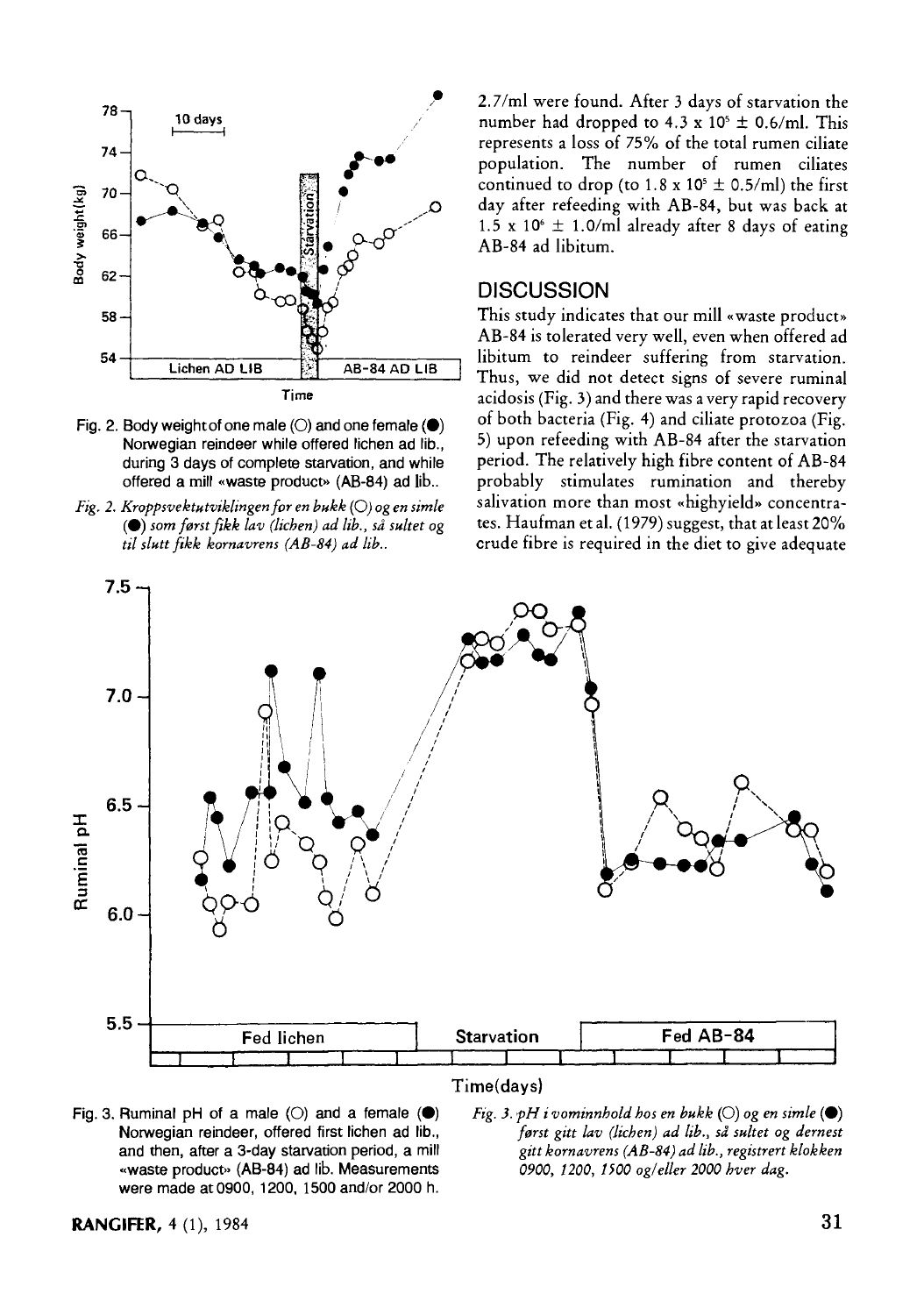Fig. 2. Body weight of one male (○) and one female (●) Norwegian reindeer while offered lichen ad lib., during 3 days of complete starvation, and while offered a mill «waste product» (AB-84) ad lib..

*Fig. 2. Kroppsvektutviklingen for en bukk (○) og en simle (●) som først fikk lav (lichen) ad lib., så sultet og til slutt fikk kornavrens (AB-84) ad lib..*

2.7/ml were found. After 3 days of starvation the number had dropped to $4.3 \times 10^5 \pm 0.6$/ml. This represents a loss of 75% of the total rumen ciliate population. The number of rumen ciliates continued to drop (to $1.8 \times 10^5 \pm 0.5$/ml) the first day after refeeding with AB-84, but was back at $1.5 \times 10^6 \pm 1.0$/ml already after 8 days of eating AB-84 ad libitum.

## DISCUSSION

This study indicates that our mill «waste product» AB-84 is tolerated very well, even when offered ad libitum to reindeer suffering from starvation. Thus, we did not detect signs of severe ruminal acidosis (Fig. 3) and there was a very rapid recovery of both bacteria (Fig. 4) and ciliate protozoa (Fig. 5) upon refeeding with AB-84 after the starvation period. The relatively high fibre content of AB-84 probably stimulates rumination and thereby salivation more than most «highyield» concentrates. Haufman et al. (1979) suggest, that at least 20% crude fibre is required in the diet to give adequate

Fig. 3. Ruminal pH of a male (○) and a female (●) Norwegian reindeer, offered first lichen ad lib., and then, after a 3-day starvation period, a mill «waste product» (AB-84) ad lib. Measurements were made at 0900, 1200, 1500 and/or 2000 h.

*Fig. 3. pH i vominnhold hos en bukk (○) og en simle (●) først gitt lav (lichen) ad lib., så sultet og dernest gitt kornavrens (AB-84) ad lib., registrert klokken 0900, 1200, 1500 og/eller 2000 hver dag.*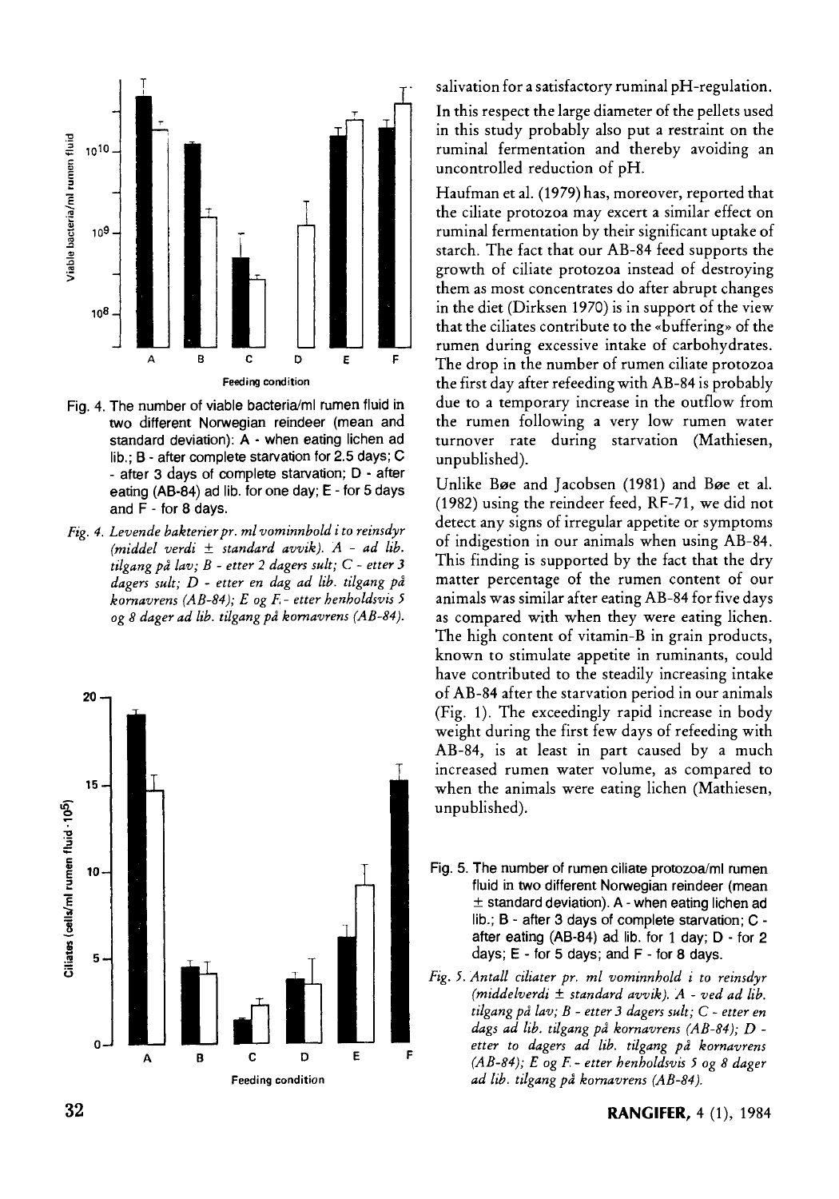Fig. 4. The number of viable bacteria/ml rumen fluid in two different Norwegian reindeer (mean and standard deviation): A - when eating lichen ad lib.; B - after complete starvation for 2.5 days; C - after 3 days of complete starvation; D - after eating (AB-84) ad lib. for one day; E - for 5 days and F - for 8 days.

*Fig. 4. Levende bakterier pr. ml vominnhold i to reinsdyr (middel verdi ± standard avvik). A - ad lib. tilgang på lav; B - etter 2 dagers sult; C - etter 3 dagers sult; D - etter en dag ad lib. tilgang på kornavrens (AB-84); E og F - etter henholdsvis 5 og 8 dager ad lib. tilgang på kornavrens (AB-84).*

Fig. 5. The number of rumen ciliate protozoa/ml rumen fluid in two different Norwegian reindeer (mean ± standard deviation). A - when eating lichen ad lib.; B - after 3 days of complete starvation; C - after eating (AB-84) ad lib. for 1 day; D - for 2 days; E - for 5 days; and F - for 8 days.

*Fig. 5. Antall ciliater pr. ml vominnhold i to reinsdyr (middelverdi ± standard avvik). A - ved ad lib. tilgang på lav; B - etter 3 dagers sult; C - etter en dags ad lib. tilgang på kornavrens (AB-84); D - etter to dagers ad lib. tilgang på kornavrens (AB-84); E og F - etter henholdsvis 5 og 8 dager ad lib. tilgang på kornavrens (AB-84).*

salivation for a satisfactory ruminal pH-regulation.

In this respect the large diameter of the pellets used in this study probably also put a restraint on the ruminal fermentation and thereby avoiding an uncontrolled reduction of pH.

Haufman et al. (1979) has, moreover, reported that the ciliate protozoa may excert a similar effect on ruminal fermentation by their significant uptake of starch. The fact that our AB-84 feed supports the growth of ciliate protozoa instead of destroying them as most concentrates do after abrupt changes in the diet (Dirksen 1970) is in support of the view that the ciliates contribute to the «buffering» of the rumen during excessive intake of carbohydrates. The drop in the number of rumen ciliate protozoa the first day after refeeding with AB-84 is probably due to a temporary increase in the outflow from the rumen following a very low rumen water turnover rate during starvation (Mathiesen, unpublished).

Unlike Bøe and Jacobsen (1981) and Bøe et al. (1982) using the reindeer feed, RF-71, we did not detect any signs of irregular appetite or symptoms of indigestion in our animals when using AB-84. This finding is supported by the fact that the dry matter percentage of the rumen content of our animals was similar after eating AB-84 for five days as compared with when they were eating lichen. The high content of vitamin-B in grain products, known to stimulate appetite in ruminants, could have contributed to the steadily increasing intake of AB-84 after the starvation period in our animals (Fig. 1). The exceedingly rapid increase in body weight during the first few days of refeeding with AB-84, is at least in part caused by a much increased rumen water volume, as compared to when the animals were eating lichen (Mathiesen, unpublished).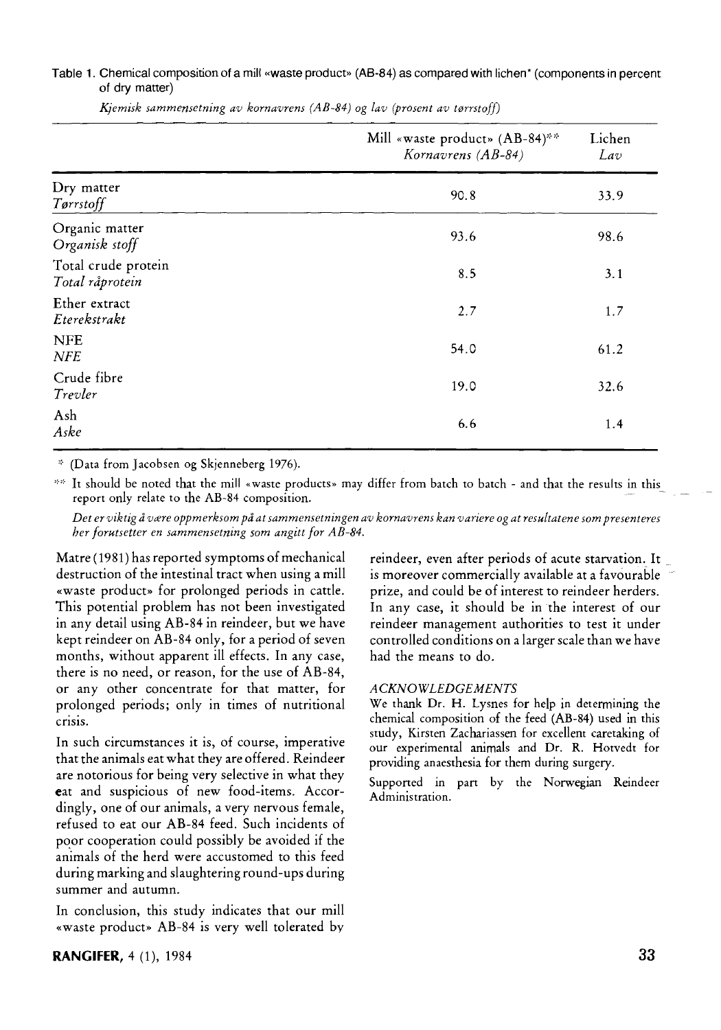Table 1. Chemical composition of a mill «waste product» (AB-84) as compared with lichen* (components in percent of dry matter)

*Kjemisk sammensetning av kornavrens (AB-84) og lav (prosent av tørrstoff)*

| | Mill «waste product» (AB-84)** *Kornavrens (AB-84)* | Lichen *Lav* |
|---|---|---|
| Dry matter *Tørrstoff* | 90.8 | 33.9 |
| Organic matter *Organisk stoff* | 93.6 | 98.6 |
| Total crude protein *Total råprotein* | 8.5 | 3.1 |
| Ether extract *Eterekstrakt* | 2.7 | 1.7 |
| NFE *NFE* | 54.0 | 61.2 |
| Crude fibre *Trevler* | 19.0 | 32.6 |
| Ash *Aske* | 6.6 | 1.4 |

* (Data from Jacobsen og Skjenneberg 1976).

** It should be noted that the mill «waste products» may differ from batch to batch - and that the results in this report only relate to the AB-84 composition.

*Det er viktig å være oppmerksom på at sammensetningen av kornavrens kan variere og at resultatene som presenteres her forutsetter en sammensetning som angitt for AB-84.*

Matre (1981) has reported symptoms of mechanical destruction of the intestinal tract when using a mill «waste product» for prolonged periods in cattle. This potential problem has not been investigated in any detail using AB-84 in reindeer, but we have kept reindeer on AB-84 only, for a period of seven months, without apparent ill effects. In any case, there is no need, or reason, for the use of AB-84, or any other concentrate for that matter, for prolonged periods; only in times of nutritional crisis.

In such circumstances it is, of course, imperative that the animals eat what they are offered. Reindeer are notorious for being very selective in what they eat and suspicious of new food-items. Accordingly, one of our animals, a very nervous female, refused to eat our AB-84 feed. Such incidents of poor cooperation could possibly be avoided if the animals of the herd were accustomed to this feed during marking and slaughtering round-ups during summer and autumn.

In conclusion, this study indicates that our mill «waste product» AB-84 is very well tolerated by reindeer, even after periods of acute starvation. It is moreover commercially available at a favourable prize, and could be of interest to reindeer herders. In any case, it should be in the interest of our reindeer management authorities to test it under controlled conditions on a larger scale than we have had the means to do.

### *ACKNOWLEDGEMENTS*

We thank Dr. H. Lysnes for help in determining the chemical composition of the feed (AB-84) used in this study, Kirsten Zachariassen for excellent caretaking of our experimental animals and Dr. R. Hotvedt for providing anaesthesia for them during surgery.

Supported in part by the Norwegian Reindeer Administration.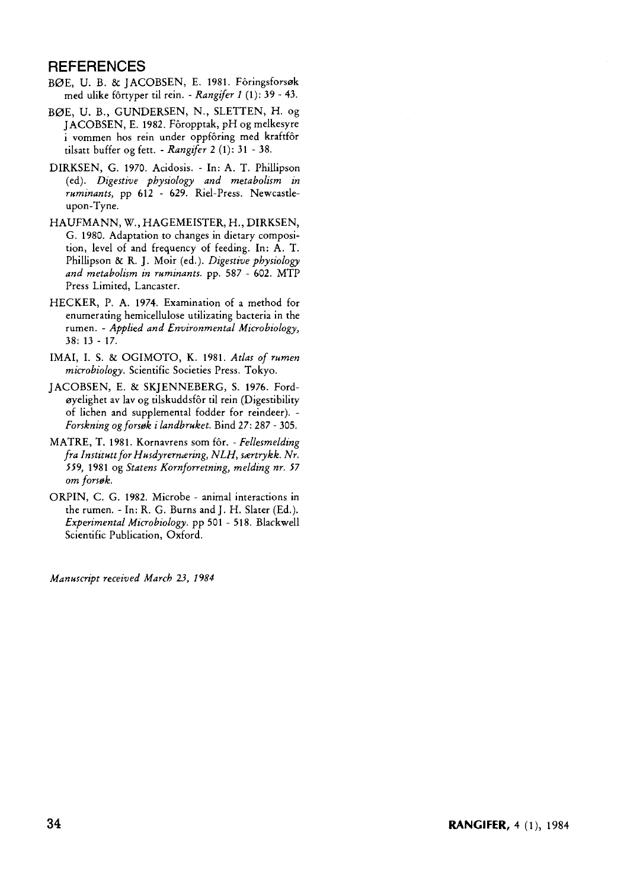## REFERENCES

BØE, U. B. & JACOBSEN, E. 1981. Fôringsforsøk med ulike fôrtyper til rein. - *Rangifer 1* (1): 39 - 43.

BØE, U. B., GUNDERSEN, N., SLETTEN, H. og JACOBSEN, E. 1982. Fôropptak, pH og melkesyre i vommen hos rein under oppfôring med kraftfôr tilsatt buffer og fett. - *Rangifer* 2 (1): 31 - 38.

DIRKSEN, G. 1970. Acidosis. - In: A. T. Phillipson (ed). *Digestive physiology and metabolism in ruminants,* pp 612 - 629. Riel-Press. Newcastle-upon-Tyne.

HAUFMANN, W., HAGEMEISTER, H., DIRKSEN, G. 1980. Adaptation to changes in dietary composition, level of and frequency of feeding. In: A. T. Phillipson & R. J. Moir (ed.). *Digestive physiology and metabolism in ruminants.* pp. 587 - 602. MTP Press Limited, Lancaster.

HECKER, P. A. 1974. Examination of a method for enumerating hemicellulose utilizating bacteria in the rumen. - *Applied and Environmental Microbiology,* 38: 13 - 17.

IMAI, I. S. & OGIMOTO, K. 1981. *Atlas of rumen microbiology.* Scientific Societies Press. Tokyo.

JACOBSEN, E. & SKJENNEBERG, S. 1976. Fordøyelighet av lav og tilskuddsfôr til rein (Digestibility of lichen and supplemental fodder for reindeer). - *Forskning og forsøk i landbruket.* Bind 27: 287 - 305.

MATRE, T. 1981. Kornavrens som fôr. - *Fellesmelding fra Institutt for Husdyrernæring, NLH, særtrykk. Nr. 559,* 1981 og *Statens Kornforretning, melding nr. 57 om forsøk.*

ORPIN, C. G. 1982. Microbe - animal interactions in the rumen. - In: R. G. Burns and J. H. Slater (Ed.). *Experimental Microbiology.* pp 501 - 518. Blackwell Scientific Publication, Oxford.

*Manuscript received March 23, 1984*